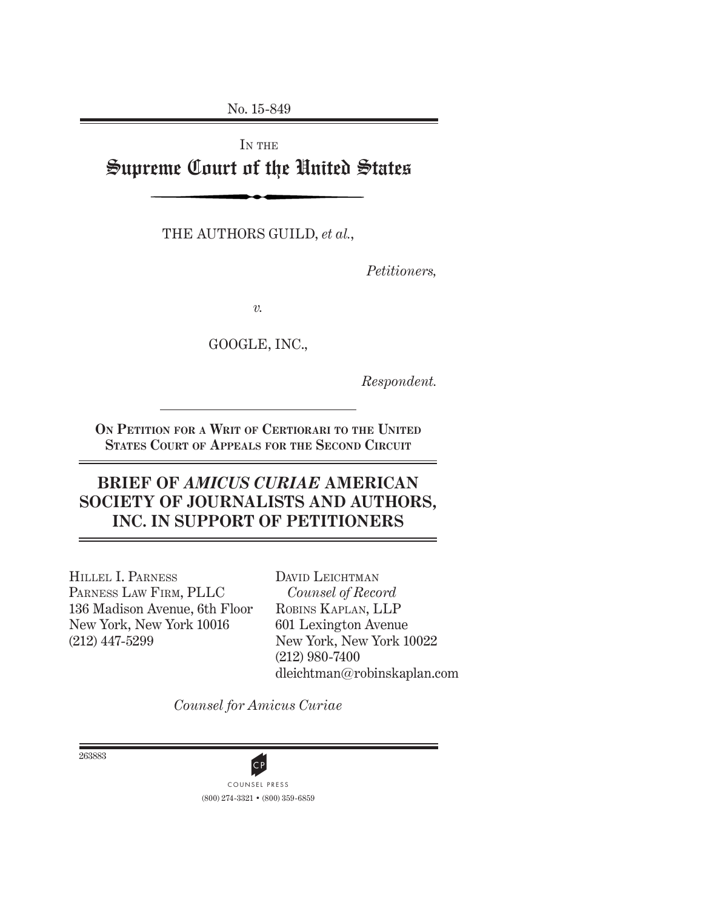No. 15-849

IN THE

# Supreme Court of the United States

THE AUTHORS GUILD, *et al.*,

*Petitioners,*

*v.*

GOOGLE, INC.,

*Respondent.*

**ON PETITION FOR A WRIT OF CERTIORARI TO THE UNITED STATES COURT OF APPEALS FOR THE SECOND CIRCUIT**

## BRIEF OF *AMICUS CURIAE* AMERICAN SOCIETY OF JOURNALISTS AND AUTHORS, INC. IN SUPPORT OF PETITIONERS

HILLEL I. PARNESS
PARNESS LAW FIRM, PLLC
136 Madison Avenue, 6th Floor
New York, New York 10016
(212) 447-5299

DAVID LEICHTMAN
*Counsel of Record*
ROBINS KAPLAN, LLP
601 Lexington Avenue
New York, New York 10022
(212) 980-7400
dleichtman@robinskaplan.com

*Counsel for Amicus Curiae*

263883

COUNSEL PRESS
(800) 274-3321 • (800) 359-6859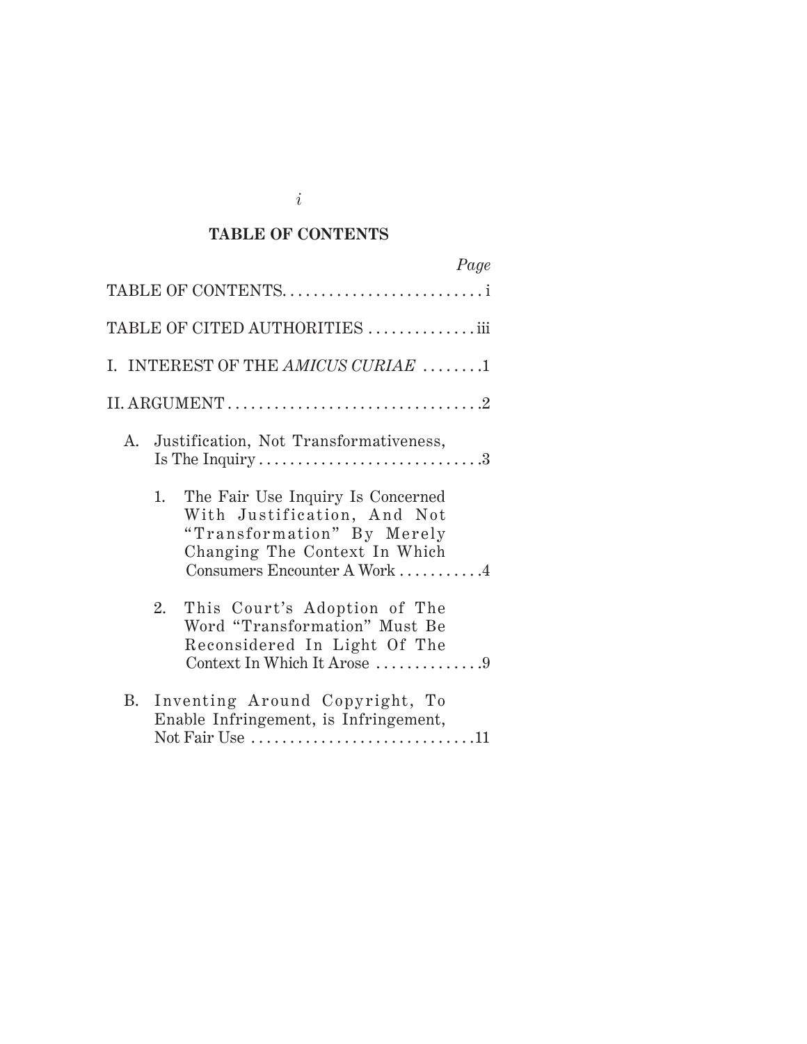## TABLE OF CONTENTS

| | Page |
|---|---|
| TABLE OF CONTENTS | i |
| TABLE OF CITED AUTHORITIES | iii |
| I. INTEREST OF THE *AMICUS CURIAE* | 1 |
| II. ARGUMENT | 2 |
| A. Justification, Not Transformativeness, Is The Inquiry | 3 |
| 1. The Fair Use Inquiry Is Concerned With Justification, And Not "Transformation" By Merely Changing The Context In Which Consumers Encounter A Work | 4 |
| 2. This Court's Adoption of The Word "Transformation" Must Be Reconsidered In Light Of The Context In Which It Arose | 9 |
| B. Inventing Around Copyright, To Enable Infringement, is Infringement, Not Fair Use | 11 |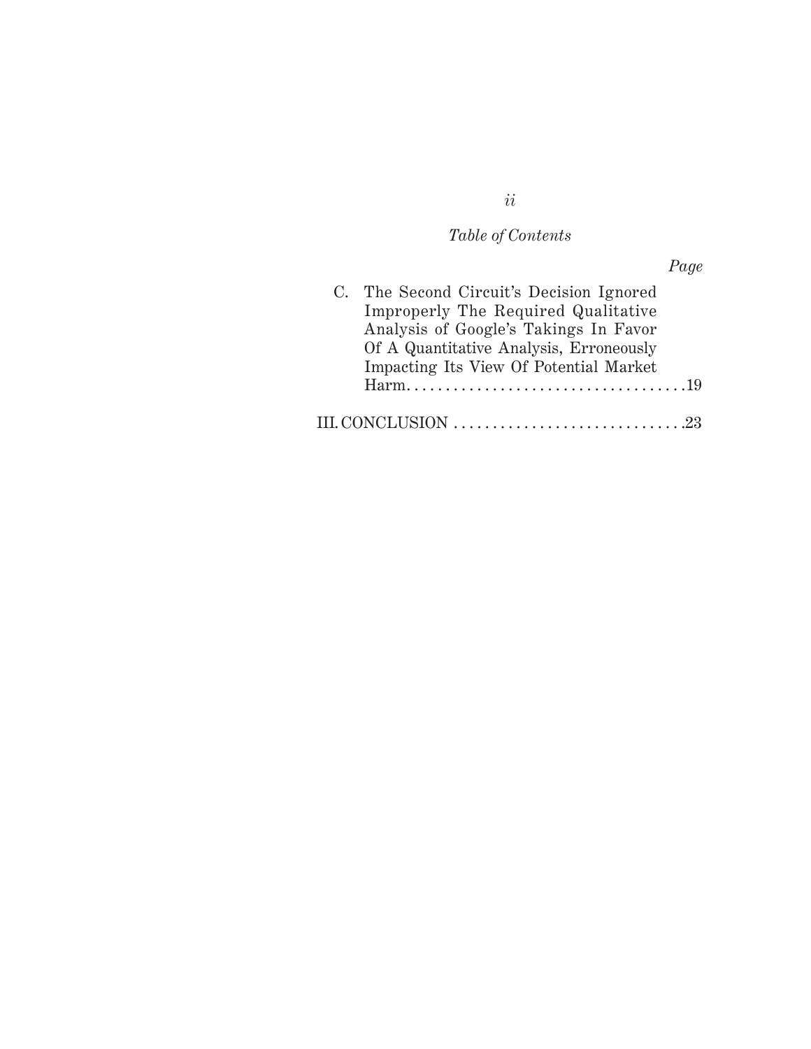*Table of Contents*

| | *Page* |
|---|---|
| C. The Second Circuit's Decision Ignored Improperly The Required Qualitative Analysis of Google's Takings In Favor Of A Quantitative Analysis, Erroneously Impacting Its View Of Potential Market Harm | 19 |
| III. CONCLUSION | 23 |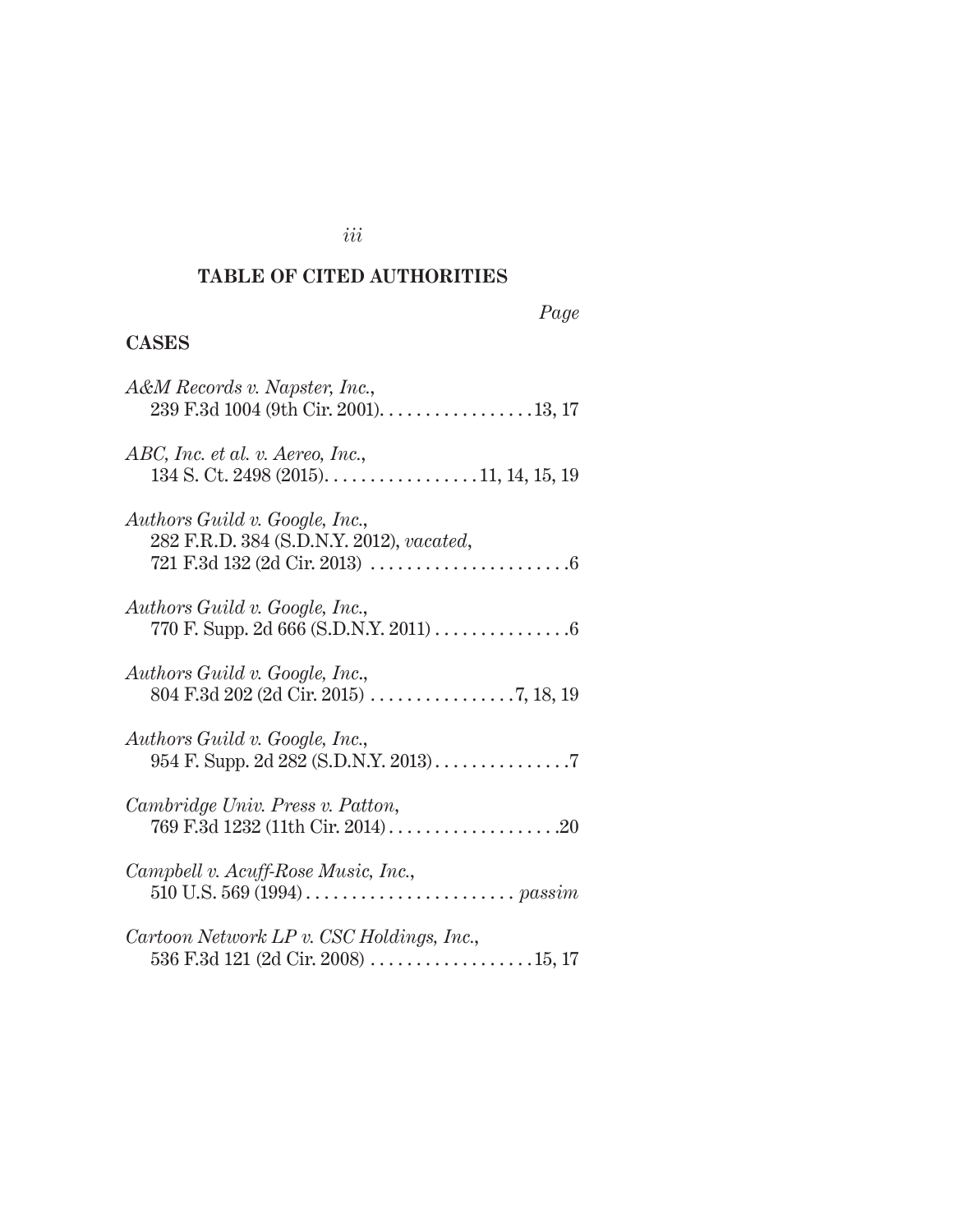## TABLE OF CITED AUTHORITIES

*Page*

### CASES

*A&M Records v. Napster, Inc.*, 239 F.3d 1004 (9th Cir. 2001). . . . . . . . . . . . . . . . . 13, 17

*ABC, Inc. et al. v. Aereo, Inc.*, 134 S. Ct. 2498 (2015). . . . . . . . . . . . . . . . . 11, 14, 15, 19

*Authors Guild v. Google, Inc.*, 282 F.R.D. 384 (S.D.N.Y. 2012), *vacated*, 721 F.3d 132 (2d Cir. 2013) . . . . . . . . . . . . . . . . . . . . . . 6

*Authors Guild v. Google, Inc.*, 770 F. Supp. 2d 666 (S.D.N.Y. 2011) . . . . . . . . . . . . . . . 6

*Authors Guild v. Google, Inc.*, 804 F.3d 202 (2d Cir. 2015) . . . . . . . . . . . . . . . . 7, 18, 19

*Authors Guild v. Google, Inc.*, 954 F. Supp. 2d 282 (S.D.N.Y. 2013) . . . . . . . . . . . . . . . 7

*Cambridge Univ. Press v. Patton*, 769 F.3d 1232 (11th Cir. 2014) . . . . . . . . . . . . . . . . . . . 20

*Campbell v. Acuff-Rose Music, Inc.*, 510 U.S. 569 (1994) . . . . . . . . . . . . . . . . . . . . . . . *passim*

*Cartoon Network LP v. CSC Holdings, Inc.*, 536 F.3d 121 (2d Cir. 2008) . . . . . . . . . . . . . . . . . . 15, 17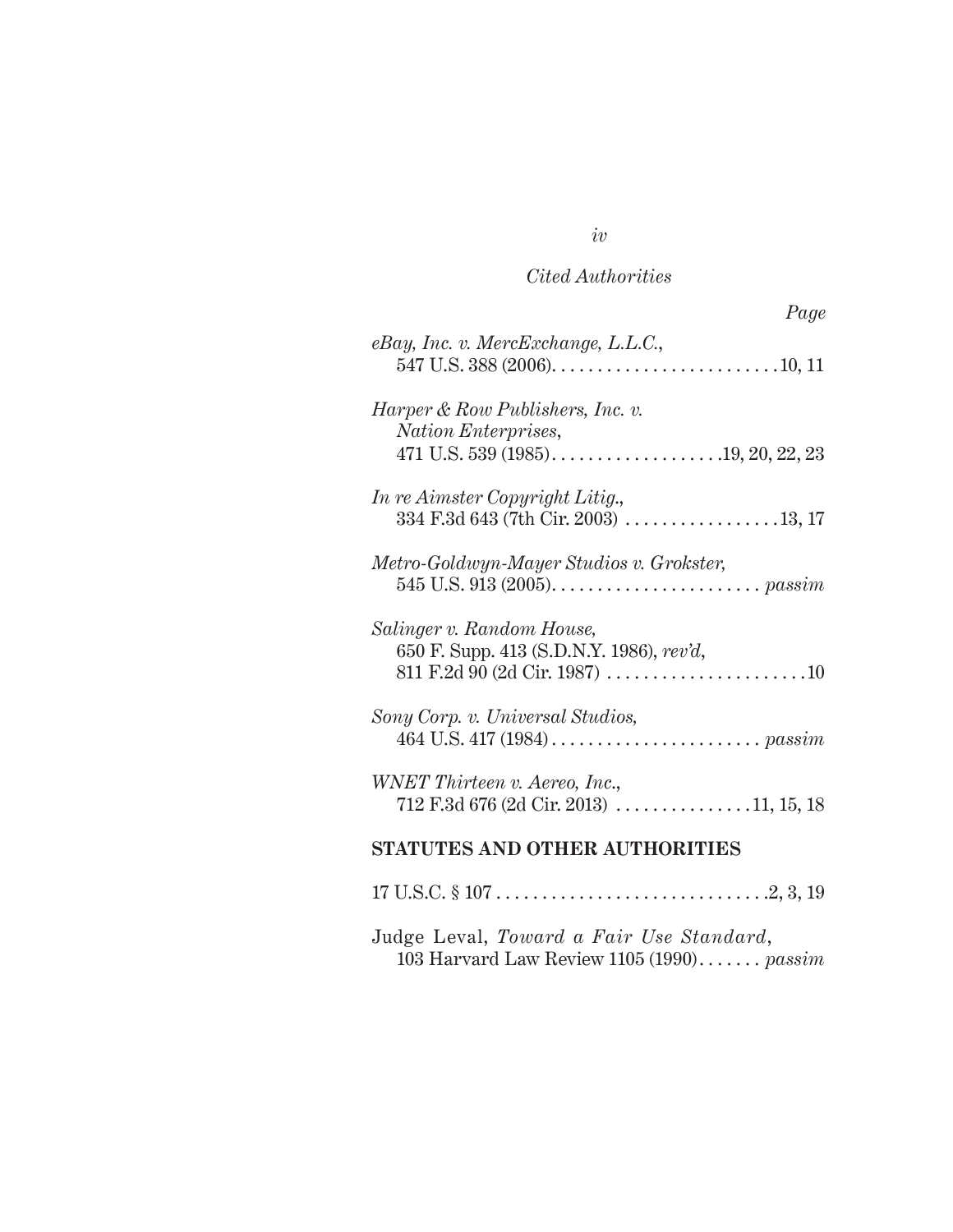*Cited Authorities*

*Page*

*eBay, Inc. v. MercExchange, L.L.C.*, 547 U.S. 388 (2006) . . . . . . . . . . . . . . . . . . . . . . . . . 10, 11

*Harper & Row Publishers, Inc. v. Nation Enterprises*, 471 U.S. 539 (1985) . . . . . . . . . . . . . . . . . . . 19, 20, 22, 23

*In re Aimster Copyright Litig.*, 334 F.3d 643 (7th Cir. 2003) . . . . . . . . . . . . . . . . . 13, 17

*Metro-Goldwyn-Mayer Studios v. Grokster*, 545 U.S. 913 (2005) . . . . . . . . . . . . . . . . . . . . . . . *passim*

*Salinger v. Random House*, 650 F. Supp. 413 (S.D.N.Y. 1986), *rev'd*, 811 F.2d 90 (2d Cir. 1987) . . . . . . . . . . . . . . . . . . . . . . 10

*Sony Corp. v. Universal Studios*, 464 U.S. 417 (1984) . . . . . . . . . . . . . . . . . . . . . . . *passim*

*WNET Thirteen v. Aereo, Inc.*, 712 F.3d 676 (2d Cir. 2013) . . . . . . . . . . . . . . . 11, 15, 18

## STATUTES AND OTHER AUTHORITIES

17 U.S.C. § 107 . . . . . . . . . . . . . . . . . . . . . . . . . . . . . . 2, 3, 19

Judge Leval, *Toward a Fair Use Standard*, 103 Harvard Law Review 1105 (1990) . . . . . . . *passim*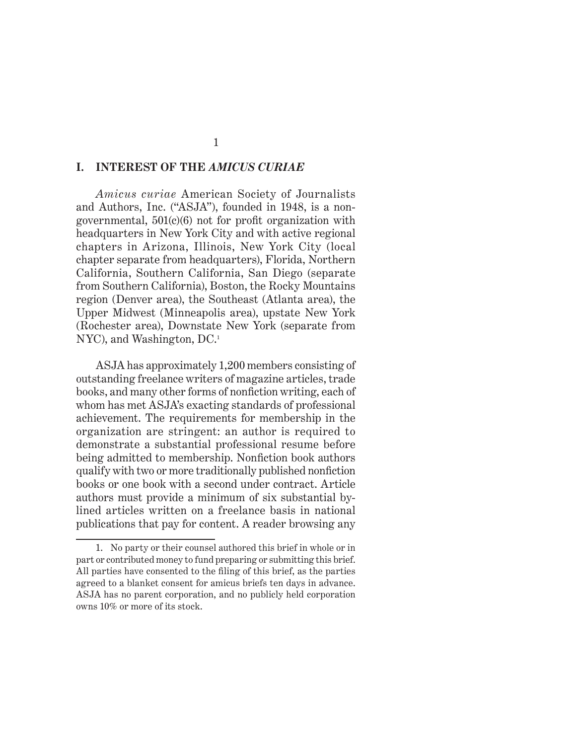## I. INTEREST OF THE *AMICUS CURIAE*

*Amicus curiae* American Society of Journalists and Authors, Inc. ("ASJA"), founded in 1948, is a non-governmental, 501(c)(6) not for profit organization with headquarters in New York City and with active regional chapters in Arizona, Illinois, New York City (local chapter separate from headquarters), Florida, Northern California, Southern California, San Diego (separate from Southern California), Boston, the Rocky Mountains region (Denver area), the Southeast (Atlanta area), the Upper Midwest (Minneapolis area), upstate New York (Rochester area), Downstate New York (separate from NYC), and Washington, DC.[1]

ASJA has approximately 1,200 members consisting of outstanding freelance writers of magazine articles, trade books, and many other forms of nonfiction writing, each of whom has met ASJA's exacting standards of professional achievement. The requirements for membership in the organization are stringent: an author is required to demonstrate a substantial professional resume before being admitted to membership. Nonfiction book authors qualify with two or more traditionally published nonfiction books or one book with a second under contract. Article authors must provide a minimum of six substantial by-lined articles written on a freelance basis in national publications that pay for content. A reader browsing any

1. No party or their counsel authored this brief in whole or in part or contributed money to fund preparing or submitting this brief. All parties have consented to the filing of this brief, as the parties agreed to a blanket consent for amicus briefs ten days in advance. ASJA has no parent corporation, and no publicly held corporation owns 10% or more of its stock.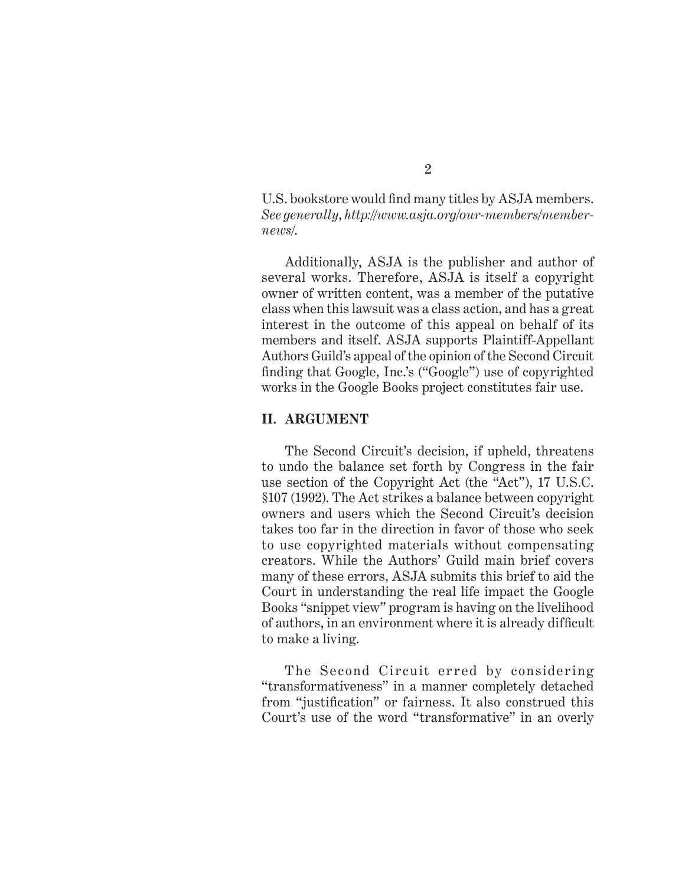U.S. bookstore would find many titles by ASJA members. *See generally*, *http://www.asja.org/our-members/member-news/*.

Additionally, ASJA is the publisher and author of several works. Therefore, ASJA is itself a copyright owner of written content, was a member of the putative class when this lawsuit was a class action, and has a great interest in the outcome of this appeal on behalf of its members and itself. ASJA supports Plaintiff-Appellant Authors Guild's appeal of the opinion of the Second Circuit finding that Google, Inc.'s ("Google") use of copyrighted works in the Google Books project constitutes fair use.

## II. ARGUMENT

The Second Circuit's decision, if upheld, threatens to undo the balance set forth by Congress in the fair use section of the Copyright Act (the "Act"), 17 U.S.C. §107 (1992). The Act strikes a balance between copyright owners and users which the Second Circuit's decision takes too far in the direction in favor of those who seek to use copyrighted materials without compensating creators. While the Authors' Guild main brief covers many of these errors, ASJA submits this brief to aid the Court in understanding the real life impact the Google Books "snippet view" program is having on the livelihood of authors, in an environment where it is already difficult to make a living.

The Second Circuit erred by considering "transformativeness" in a manner completely detached from "justification" or fairness. It also construed this Court's use of the word "transformative" in an overly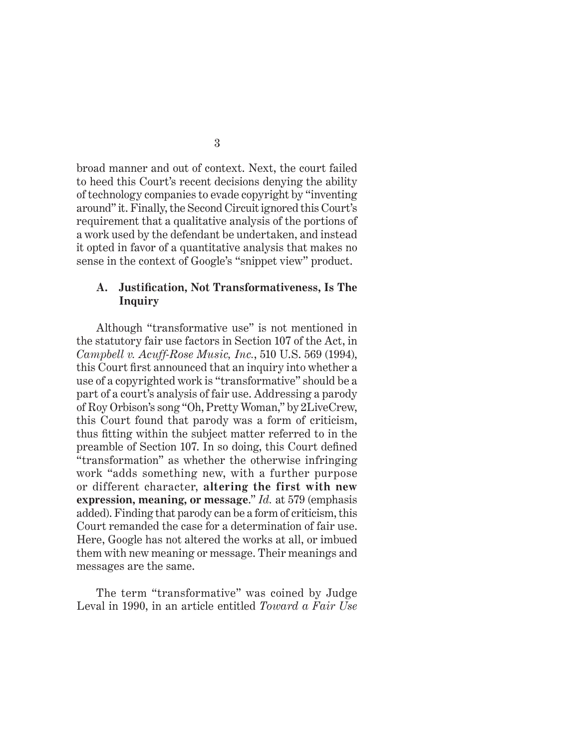broad manner and out of context. Next, the court failed to heed this Court's recent decisions denying the ability of technology companies to evade copyright by "inventing around" it. Finally, the Second Circuit ignored this Court's requirement that a qualitative analysis of the portions of a work used by the defendant be undertaken, and instead it opted in favor of a quantitative analysis that makes no sense in the context of Google's "snippet view" product.

### A. Justification, Not Transformativeness, Is The Inquiry

Although "transformative use" is not mentioned in the statutory fair use factors in Section 107 of the Act, in *Campbell v. Acuff-Rose Music, Inc.*, 510 U.S. 569 (1994), this Court first announced that an inquiry into whether a use of a copyrighted work is "transformative" should be a part of a court's analysis of fair use. Addressing a parody of Roy Orbison's song "Oh, Pretty Woman," by 2LiveCrew, this Court found that parody was a form of criticism, thus fitting within the subject matter referred to in the preamble of Section 107. In so doing, this Court defined "transformation" as whether the otherwise infringing work "adds something new, with a further purpose or different character, **altering the first with new expression, meaning, or message**." *Id.* at 579 (emphasis added). Finding that parody can be a form of criticism, this Court remanded the case for a determination of fair use. Here, Google has not altered the works at all, or imbued them with new meaning or message. Their meanings and messages are the same.

The term "transformative" was coined by Judge Leval in 1990, in an article entitled *Toward a Fair Use*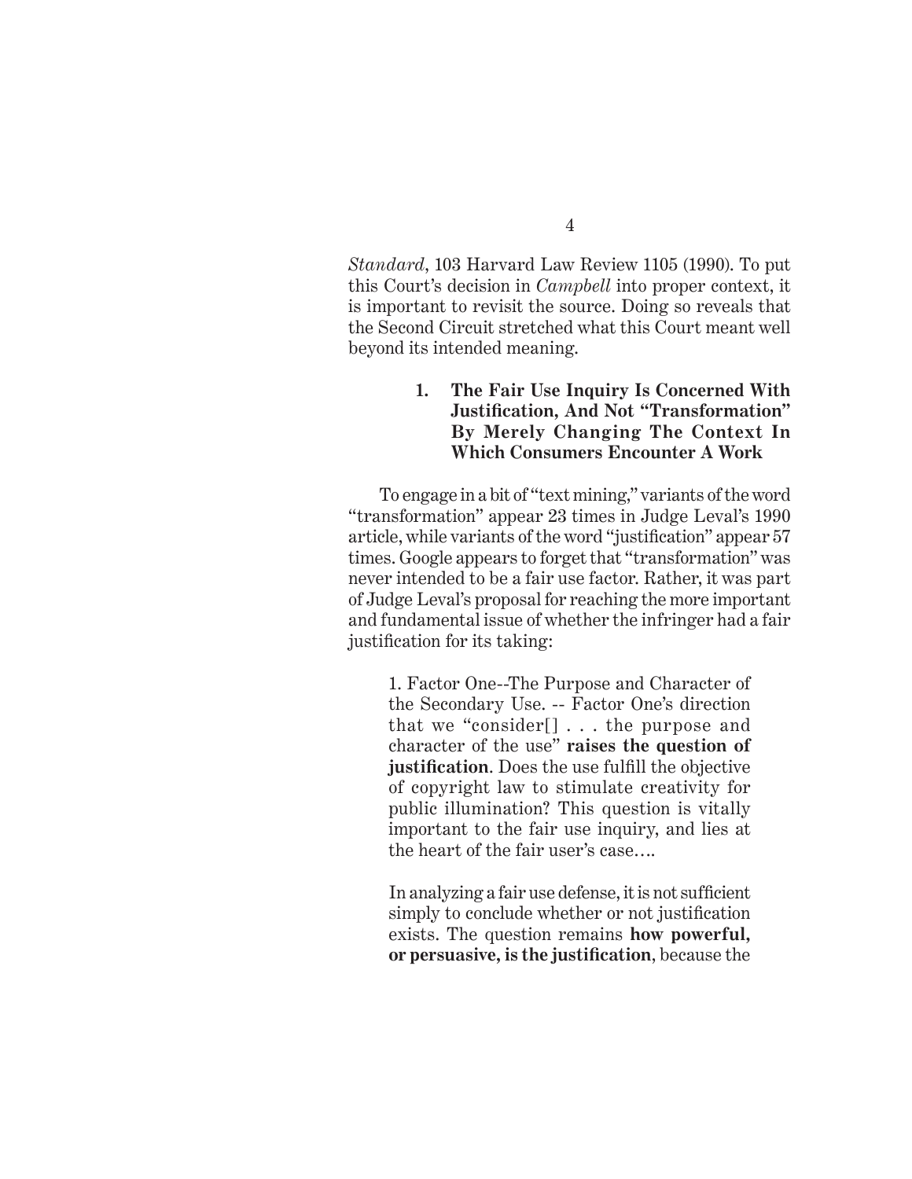*Standard*, 103 Harvard Law Review 1105 (1990). To put this Court's decision in *Campbell* into proper context, it is important to revisit the source. Doing so reveals that the Second Circuit stretched what this Court meant well beyond its intended meaning.

### 1. The Fair Use Inquiry Is Concerned With Justification, And Not "Transformation" By Merely Changing The Context In Which Consumers Encounter A Work

To engage in a bit of "text mining," variants of the word "transformation" appear 23 times in Judge Leval's 1990 article, while variants of the word "justification" appear 57 times. Google appears to forget that "transformation" was never intended to be a fair use factor. Rather, it was part of Judge Leval's proposal for reaching the more important and fundamental issue of whether the infringer had a fair justification for its taking:

> 1. Factor One--The Purpose and Character of the Secondary Use. -- Factor One's direction that we "consider[] . . . the purpose and character of the use" **raises the question of justification**. Does the use fulfill the objective of copyright law to stimulate creativity for public illumination? This question is vitally important to the fair use inquiry, and lies at the heart of the fair user's case….
>
> In analyzing a fair use defense, it is not sufficient simply to conclude whether or not justification exists. The question remains **how powerful, or persuasive, is the justification**, because the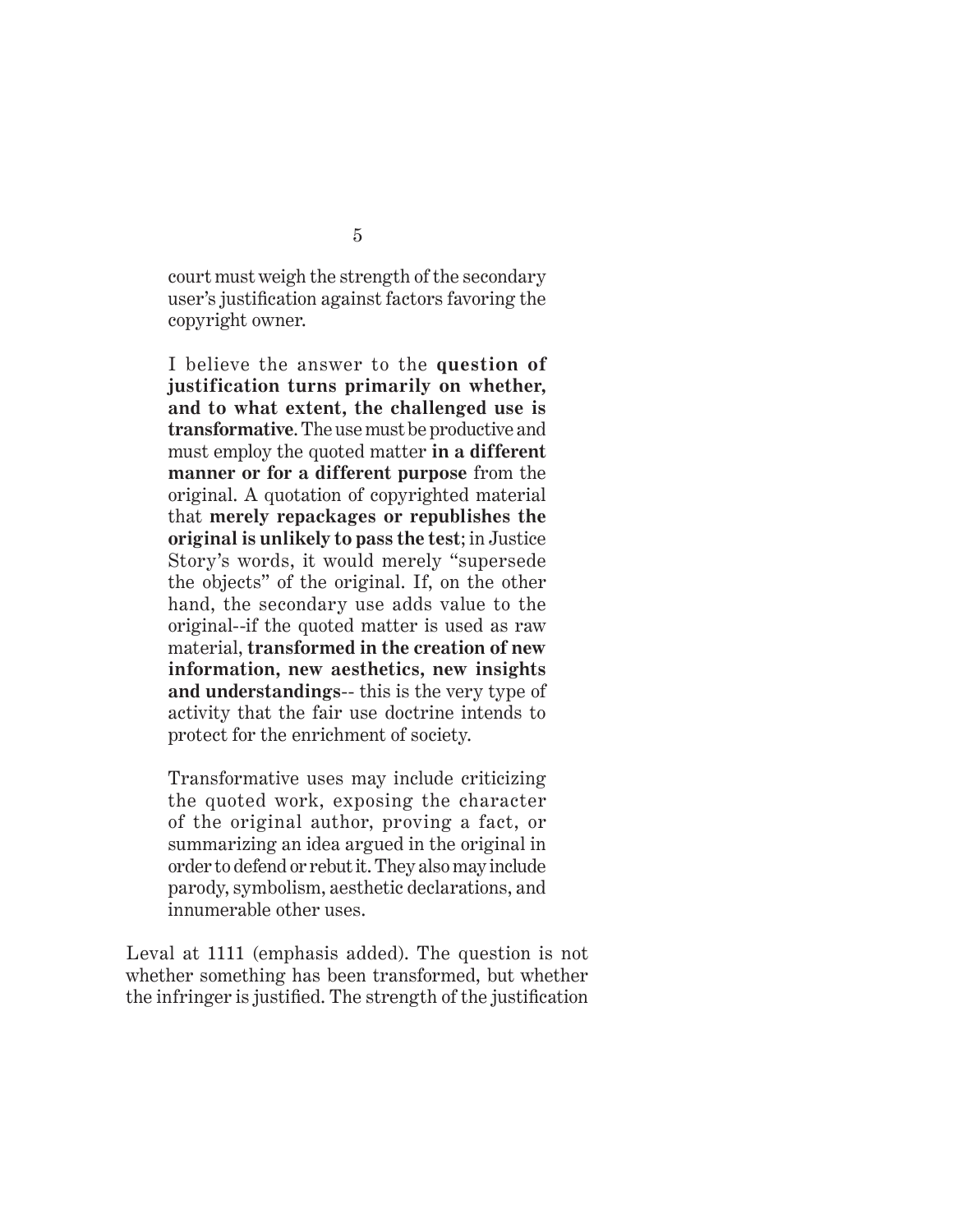> court must weigh the strength of the secondary user's justification against factors favoring the copyright owner.
>
> I believe the answer to the **question of justification turns primarily on whether, and to what extent, the challenged use is transformative**. The use must be productive and must employ the quoted matter **in a different manner or for a different purpose** from the original. A quotation of copyrighted material that **merely repackages or republishes the original is unlikely to pass the test**; in Justice Story's words, it would merely "supersede the objects" of the original. If, on the other hand, the secondary use adds value to the original--if the quoted matter is used as raw material, **transformed in the creation of new information, new aesthetics, new insights and understandings**-- this is the very type of activity that the fair use doctrine intends to protect for the enrichment of society.
>
> Transformative uses may include criticizing the quoted work, exposing the character of the original author, proving a fact, or summarizing an idea argued in the original in order to defend or rebut it. They also may include parody, symbolism, aesthetic declarations, and innumerable other uses.

Leval at 1111 (emphasis added). The question is not whether something has been transformed, but whether the infringer is justified. The strength of the justification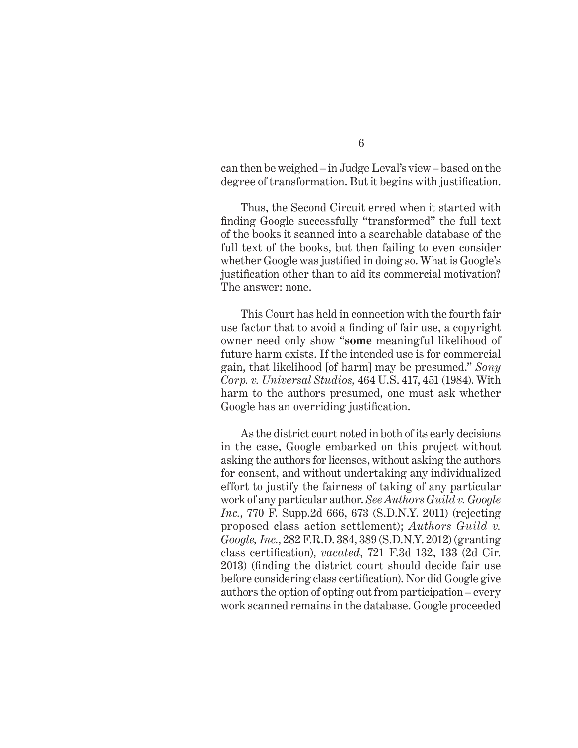can then be weighed – in Judge Leval's view – based on the degree of transformation. But it begins with justification.

Thus, the Second Circuit erred when it started with finding Google successfully "transformed" the full text of the books it scanned into a searchable database of the full text of the books, but then failing to even consider whether Google was justified in doing so. What is Google's justification other than to aid its commercial motivation? The answer: none.

This Court has held in connection with the fourth fair use factor that to avoid a finding of fair use, a copyright owner need only show "**some** meaningful likelihood of future harm exists. If the intended use is for commercial gain, that likelihood [of harm] may be presumed." *Sony Corp. v. Universal Studios,* 464 U.S. 417, 451 (1984). With harm to the authors presumed, one must ask whether Google has an overriding justification.

As the district court noted in both of its early decisions in the case, Google embarked on this project without asking the authors for licenses, without asking the authors for consent, and without undertaking any individualized effort to justify the fairness of taking of any particular work of any particular author. *See Authors Guild v. Google Inc.*, 770 F. Supp.2d 666, 673 (S.D.N.Y. 2011) (rejecting proposed class action settlement); *Authors Guild v. Google, Inc.*, 282 F.R.D. 384, 389 (S.D.N.Y. 2012) (granting class certification), *vacated*, 721 F.3d 132, 133 (2d Cir. 2013) (finding the district court should decide fair use before considering class certification). Nor did Google give authors the option of opting out from participation – every work scanned remains in the database. Google proceeded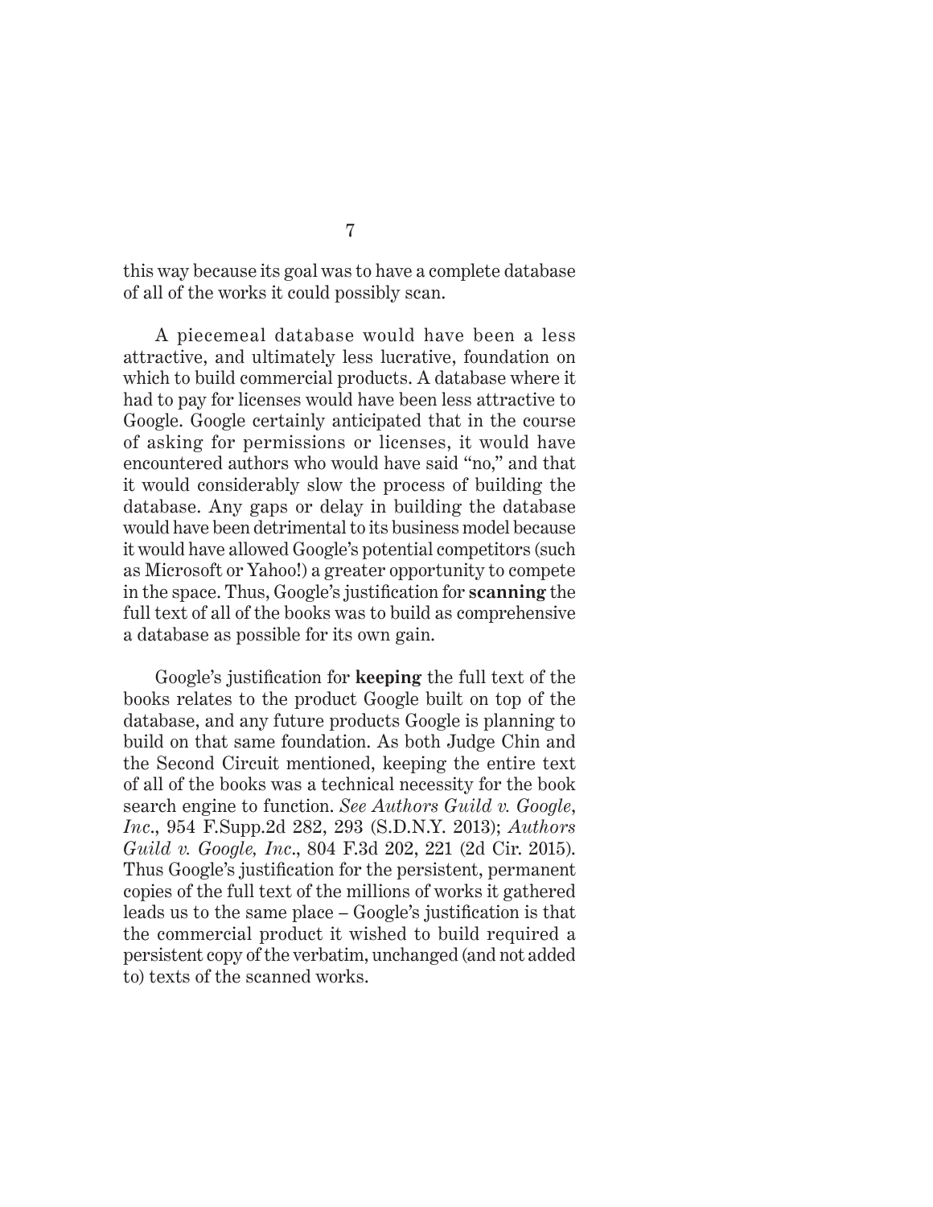this way because its goal was to have a complete database of all of the works it could possibly scan.

A piecemeal database would have been a less attractive, and ultimately less lucrative, foundation on which to build commercial products. A database where it had to pay for licenses would have been less attractive to Google. Google certainly anticipated that in the course of asking for permissions or licenses, it would have encountered authors who would have said "no," and that it would considerably slow the process of building the database. Any gaps or delay in building the database would have been detrimental to its business model because it would have allowed Google's potential competitors (such as Microsoft or Yahoo!) a greater opportunity to compete in the space. Thus, Google's justification for **scanning** the full text of all of the books was to build as comprehensive a database as possible for its own gain.

Google's justification for **keeping** the full text of the books relates to the product Google built on top of the database, and any future products Google is planning to build on that same foundation. As both Judge Chin and the Second Circuit mentioned, keeping the entire text of all of the books was a technical necessity for the book search engine to function. *See Authors Guild v. Google, Inc.*, 954 F.Supp.2d 282, 293 (S.D.N.Y. 2013); *Authors Guild v. Google, Inc.*, 804 F.3d 202, 221 (2d Cir. 2015). Thus Google's justification for the persistent, permanent copies of the full text of the millions of works it gathered leads us to the same place – Google's justification is that the commercial product it wished to build required a persistent copy of the verbatim, unchanged (and not added to) texts of the scanned works.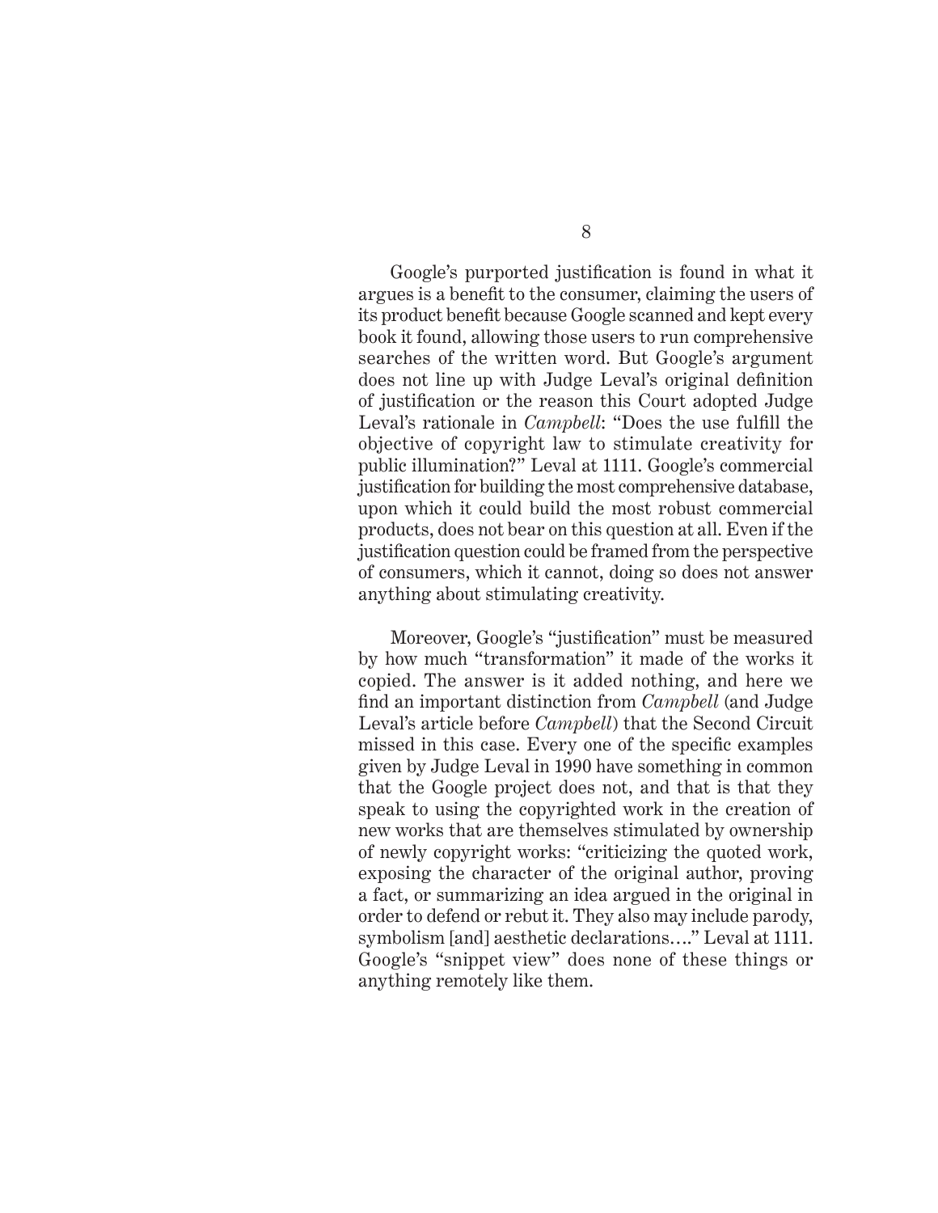Google's purported justification is found in what it argues is a benefit to the consumer, claiming the users of its product benefit because Google scanned and kept every book it found, allowing those users to run comprehensive searches of the written word. But Google's argument does not line up with Judge Leval's original definition of justification or the reason this Court adopted Judge Leval's rationale in *Campbell*: "Does the use fulfill the objective of copyright law to stimulate creativity for public illumination?" Leval at 1111. Google's commercial justification for building the most comprehensive database, upon which it could build the most robust commercial products, does not bear on this question at all. Even if the justification question could be framed from the perspective of consumers, which it cannot, doing so does not answer anything about stimulating creativity.

Moreover, Google's "justification" must be measured by how much "transformation" it made of the works it copied. The answer is it added nothing, and here we find an important distinction from *Campbell* (and Judge Leval's article before *Campbell*) that the Second Circuit missed in this case. Every one of the specific examples given by Judge Leval in 1990 have something in common that the Google project does not, and that is that they speak to using the copyrighted work in the creation of new works that are themselves stimulated by ownership of newly copyright works: "criticizing the quoted work, exposing the character of the original author, proving a fact, or summarizing an idea argued in the original in order to defend or rebut it. They also may include parody, symbolism [and] aesthetic declarations…." Leval at 1111. Google's "snippet view" does none of these things or anything remotely like them.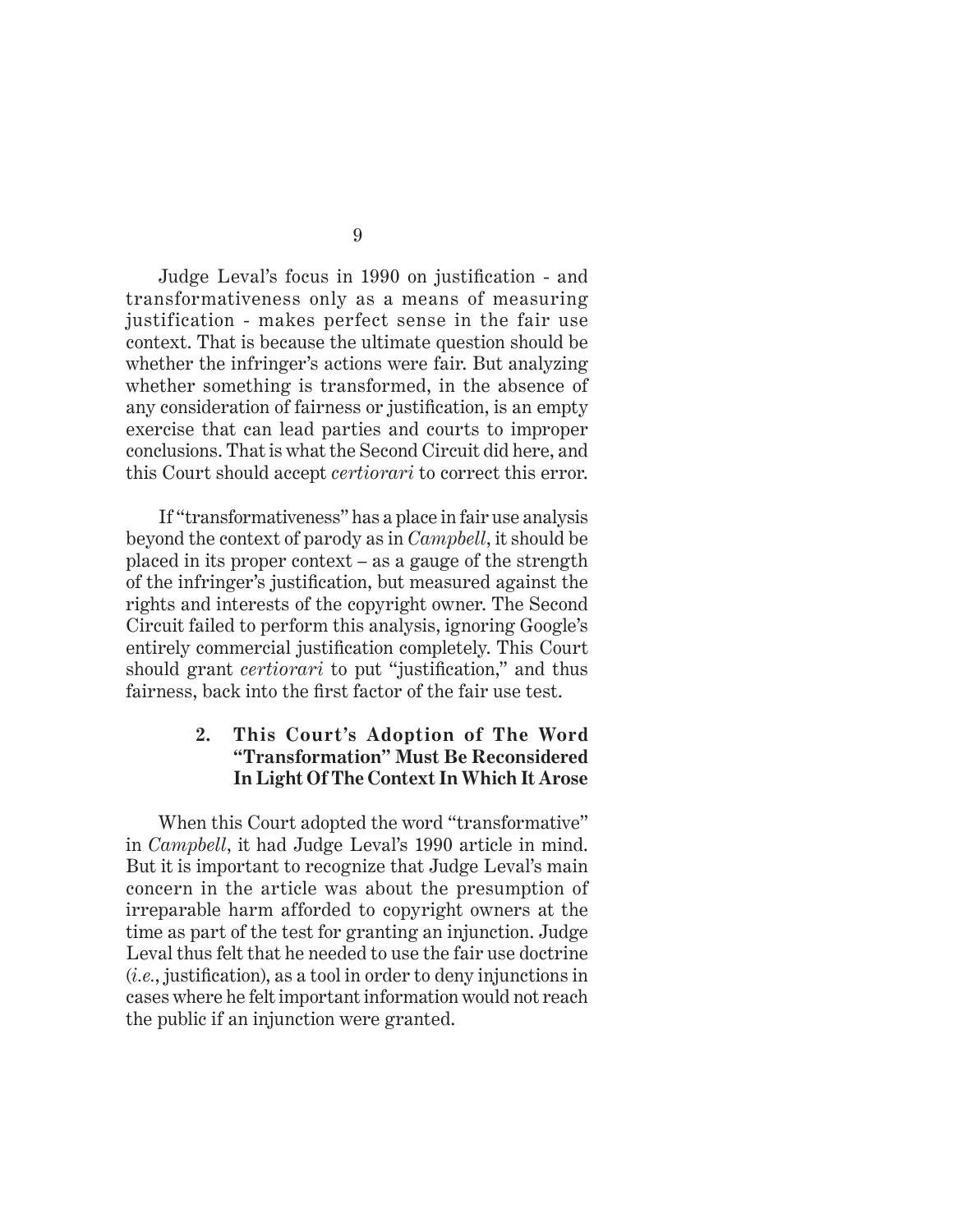Judge Leval's focus in 1990 on justification - and transformativeness only as a means of measuring justification - makes perfect sense in the fair use context. That is because the ultimate question should be whether the infringer's actions were fair. But analyzing whether something is transformed, in the absence of any consideration of fairness or justification, is an empty exercise that can lead parties and courts to improper conclusions. That is what the Second Circuit did here, and this Court should accept *certiorari* to correct this error.

If "transformativeness" has a place in fair use analysis beyond the context of parody as in *Campbell*, it should be placed in its proper context – as a gauge of the strength of the infringer's justification, but measured against the rights and interests of the copyright owner. The Second Circuit failed to perform this analysis, ignoring Google's entirely commercial justification completely. This Court should grant *certiorari* to put "justification," and thus fairness, back into the first factor of the fair use test.

### 2. This Court's Adoption of The Word "Transformation" Must Be Reconsidered In Light Of The Context In Which It Arose

When this Court adopted the word "transformative" in *Campbell*, it had Judge Leval's 1990 article in mind. But it is important to recognize that Judge Leval's main concern in the article was about the presumption of irreparable harm afforded to copyright owners at the time as part of the test for granting an injunction. Judge Leval thus felt that he needed to use the fair use doctrine (*i.e.*, justification), as a tool in order to deny injunctions in cases where he felt important information would not reach the public if an injunction were granted.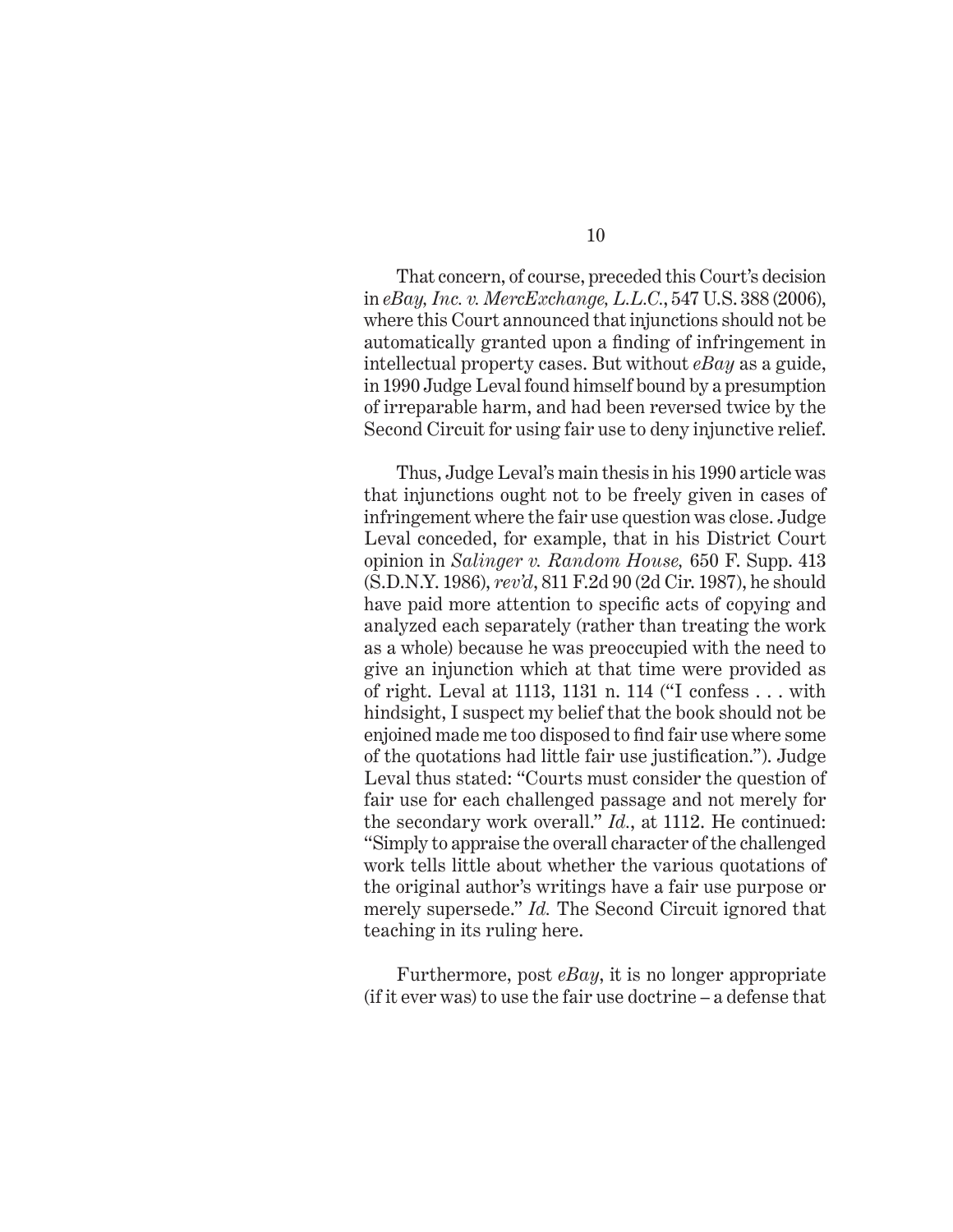That concern, of course, preceded this Court's decision in *eBay, Inc. v. MercExchange, L.L.C.*, 547 U.S. 388 (2006), where this Court announced that injunctions should not be automatically granted upon a finding of infringement in intellectual property cases. But without *eBay* as a guide, in 1990 Judge Leval found himself bound by a presumption of irreparable harm, and had been reversed twice by the Second Circuit for using fair use to deny injunctive relief.

Thus, Judge Leval's main thesis in his 1990 article was that injunctions ought not to be freely given in cases of infringement where the fair use question was close. Judge Leval conceded, for example, that in his District Court opinion in *Salinger v. Random House,* 650 F. Supp. 413 (S.D.N.Y. 1986), *rev'd*, 811 F.2d 90 (2d Cir. 1987), he should have paid more attention to specific acts of copying and analyzed each separately (rather than treating the work as a whole) because he was preoccupied with the need to give an injunction which at that time were provided as of right. Leval at 1113, 1131 n. 114 ("I confess . . . with hindsight, I suspect my belief that the book should not be enjoined made me too disposed to find fair use where some of the quotations had little fair use justification."). Judge Leval thus stated: "Courts must consider the question of fair use for each challenged passage and not merely for the secondary work overall." *Id.*, at 1112. He continued: "Simply to appraise the overall character of the challenged work tells little about whether the various quotations of the original author's writings have a fair use purpose or merely supersede." *Id.* The Second Circuit ignored that teaching in its ruling here.

Furthermore, post *eBay*, it is no longer appropriate (if it ever was) to use the fair use doctrine – a defense that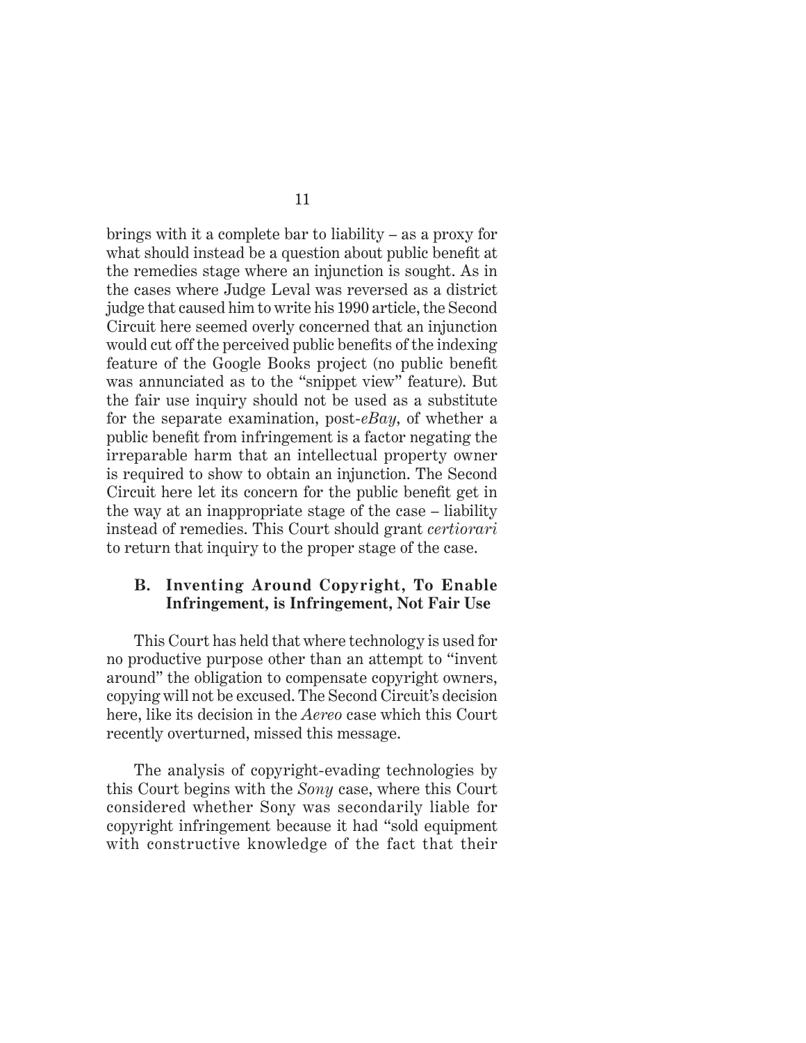brings with it a complete bar to liability – as a proxy for what should instead be a question about public benefit at the remedies stage where an injunction is sought. As in the cases where Judge Leval was reversed as a district judge that caused him to write his 1990 article, the Second Circuit here seemed overly concerned that an injunction would cut off the perceived public benefits of the indexing feature of the Google Books project (no public benefit was annunciated as to the "snippet view" feature). But the fair use inquiry should not be used as a substitute for the separate examination, post-*eBay*, of whether a public benefit from infringement is a factor negating the irreparable harm that an intellectual property owner is required to show to obtain an injunction. The Second Circuit here let its concern for the public benefit get in the way at an inappropriate stage of the case – liability instead of remedies. This Court should grant *certiorari* to return that inquiry to the proper stage of the case.

### B. Inventing Around Copyright, To Enable Infringement, is Infringement, Not Fair Use

This Court has held that where technology is used for no productive purpose other than an attempt to "invent around" the obligation to compensate copyright owners, copying will not be excused. The Second Circuit's decision here, like its decision in the *Aereo* case which this Court recently overturned, missed this message.

The analysis of copyright-evading technologies by this Court begins with the *Sony* case, where this Court considered whether Sony was secondarily liable for copyright infringement because it had "sold equipment with constructive knowledge of the fact that their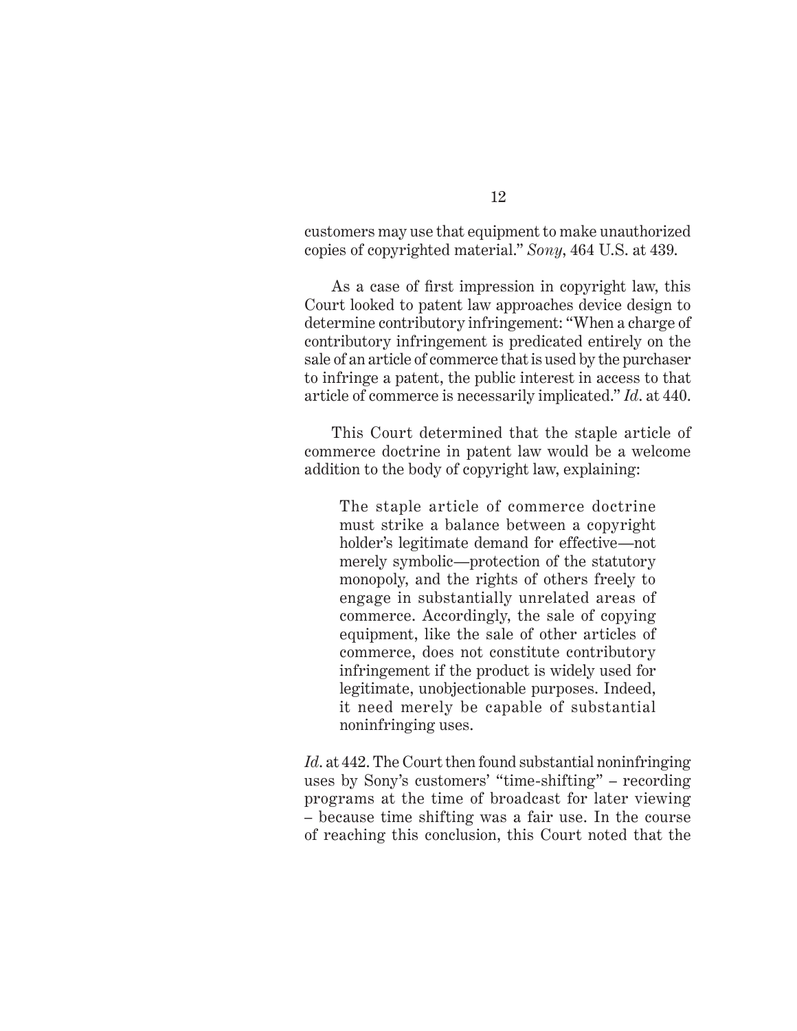customers may use that equipment to make unauthorized copies of copyrighted material." *Sony*, 464 U.S. at 439.

As a case of first impression in copyright law, this Court looked to patent law approaches device design to determine contributory infringement: "When a charge of contributory infringement is predicated entirely on the sale of an article of commerce that is used by the purchaser to infringe a patent, the public interest in access to that article of commerce is necessarily implicated." *Id*. at 440.

This Court determined that the staple article of commerce doctrine in patent law would be a welcome addition to the body of copyright law, explaining:

> The staple article of commerce doctrine must strike a balance between a copyright holder's legitimate demand for effective—not merely symbolic—protection of the statutory monopoly, and the rights of others freely to engage in substantially unrelated areas of commerce. Accordingly, the sale of copying equipment, like the sale of other articles of commerce, does not constitute contributory infringement if the product is widely used for legitimate, unobjectionable purposes. Indeed, it need merely be capable of substantial noninfringing uses.

*Id*. at 442. The Court then found substantial noninfringing uses by Sony's customers' "time-shifting" – recording programs at the time of broadcast for later viewing – because time shifting was a fair use. In the course of reaching this conclusion, this Court noted that the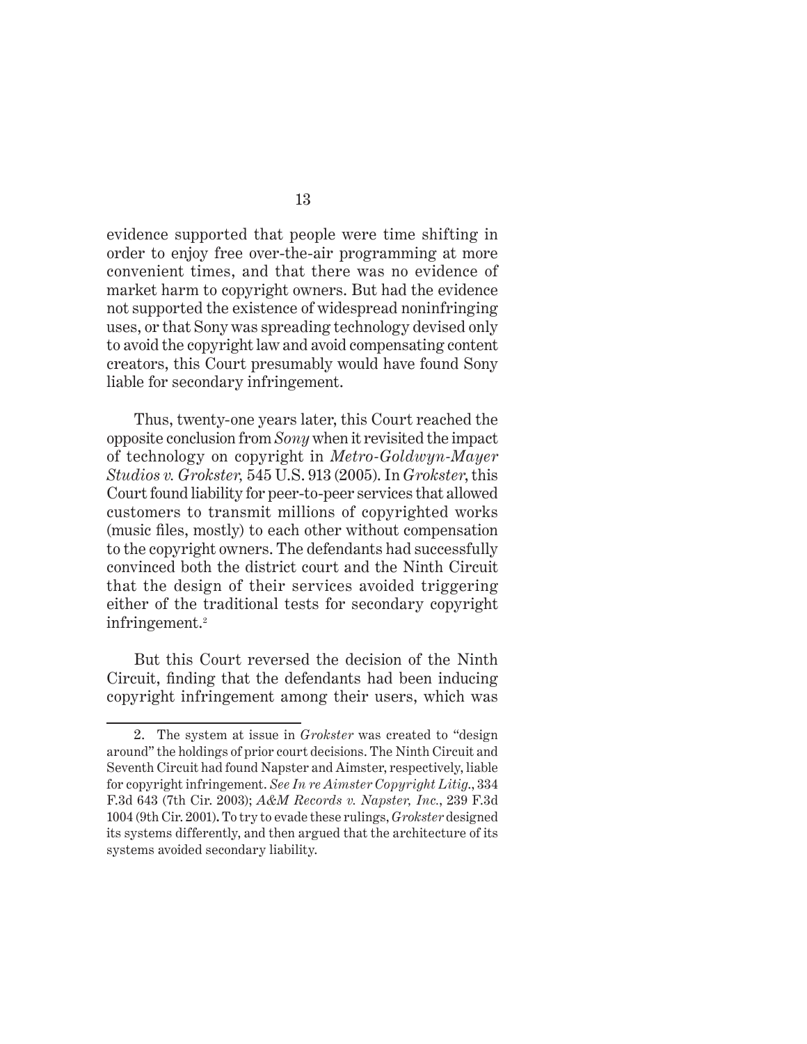evidence supported that people were time shifting in order to enjoy free over-the-air programming at more convenient times, and that there was no evidence of market harm to copyright owners. But had the evidence not supported the existence of widespread noninfringing uses, or that Sony was spreading technology devised only to avoid the copyright law and avoid compensating content creators, this Court presumably would have found Sony liable for secondary infringement.

Thus, twenty-one years later, this Court reached the opposite conclusion from *Sony* when it revisited the impact of technology on copyright in *Metro-Goldwyn-Mayer Studios v. Grokster,* 545 U.S. 913 (2005). In *Grokster*, this Court found liability for peer-to-peer services that allowed customers to transmit millions of copyrighted works (music files, mostly) to each other without compensation to the copyright owners. The defendants had successfully convinced both the district court and the Ninth Circuit that the design of their services avoided triggering either of the traditional tests for secondary copyright infringement.[2]

But this Court reversed the decision of the Ninth Circuit, finding that the defendants had been inducing copyright infringement among their users, which was

---

2. The system at issue in *Grokster* was created to "design around" the holdings of prior court decisions. The Ninth Circuit and Seventh Circuit had found Napster and Aimster, respectively, liable for copyright infringement. *See In re Aimster Copyright Litig.*, 334 F.3d 643 (7th Cir. 2003); *A&M Records v. Napster, Inc.*, 239 F.3d 1004 (9th Cir. 2001). To try to evade these rulings, *Grokster* designed its systems differently, and then argued that the architecture of its systems avoided secondary liability.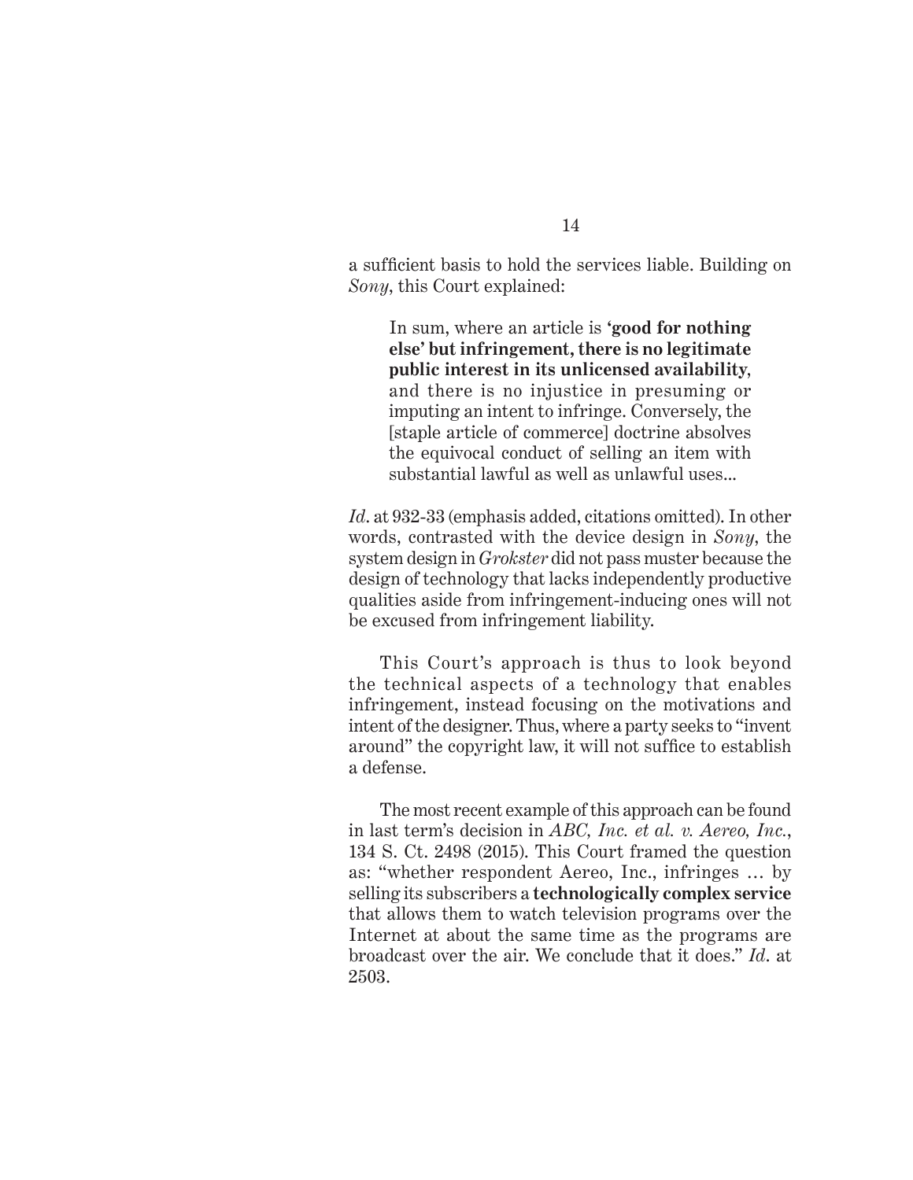a sufficient basis to hold the services liable. Building on *Sony*, this Court explained:

> In sum, where an article is **'good for nothing else' but infringement, there is no legitimate public interest in its unlicensed availability**, and there is no injustice in presuming or imputing an intent to infringe. Conversely, the [staple article of commerce] doctrine absolves the equivocal conduct of selling an item with substantial lawful as well as unlawful uses...

*Id*. at 932-33 (emphasis added, citations omitted). In other words, contrasted with the device design in *Sony*, the system design in *Grokster* did not pass muster because the design of technology that lacks independently productive qualities aside from infringement-inducing ones will not be excused from infringement liability.

This Court's approach is thus to look beyond the technical aspects of a technology that enables infringement, instead focusing on the motivations and intent of the designer. Thus, where a party seeks to "invent around" the copyright law, it will not suffice to establish a defense.

The most recent example of this approach can be found in last term's decision in *ABC, Inc. et al. v. Aereo, Inc.*, 134 S. Ct. 2498 (2015). This Court framed the question as: "whether respondent Aereo, Inc., infringes … by selling its subscribers a **technologically complex service** that allows them to watch television programs over the Internet at about the same time as the programs are broadcast over the air. We conclude that it does." *Id*. at 2503.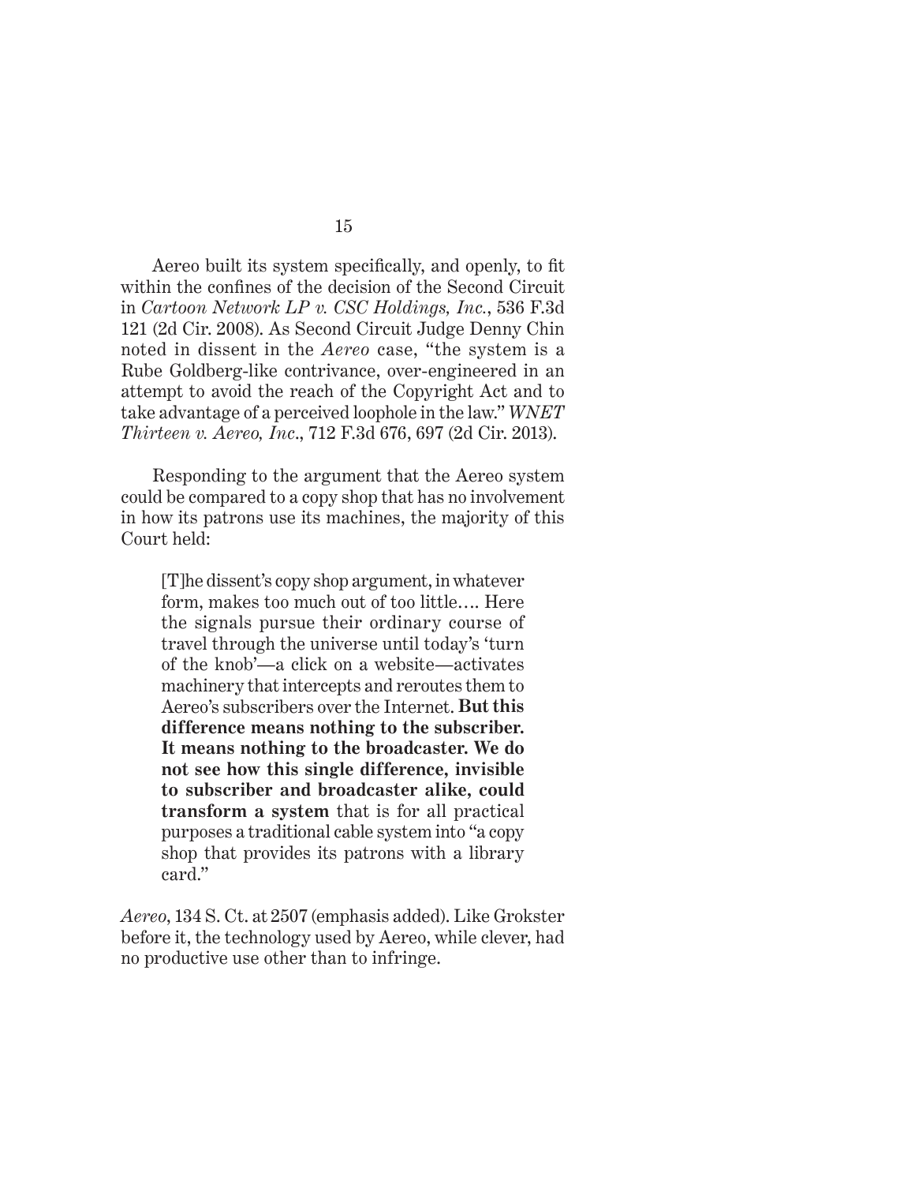Aereo built its system specifically, and openly, to fit within the confines of the decision of the Second Circuit in *Cartoon Network LP v. CSC Holdings, Inc.*, 536 F.3d 121 (2d Cir. 2008). As Second Circuit Judge Denny Chin noted in dissent in the *Aereo* case, "the system is a Rube Goldberg-like contrivance, over-engineered in an attempt to avoid the reach of the Copyright Act and to take advantage of a perceived loophole in the law." *WNET Thirteen v. Aereo, Inc*., 712 F.3d 676, 697 (2d Cir. 2013).

Responding to the argument that the Aereo system could be compared to a copy shop that has no involvement in how its patrons use its machines, the majority of this Court held:

> [T]he dissent's copy shop argument, in whatever form, makes too much out of too little.... Here the signals pursue their ordinary course of travel through the universe until today's 'turn of the knob'—a click on a website—activates machinery that intercepts and reroutes them to Aereo's subscribers over the Internet. **But this difference means nothing to the subscriber. It means nothing to the broadcaster. We do not see how this single difference, invisible to subscriber and broadcaster alike, could transform a system** that is for all practical purposes a traditional cable system into "a copy shop that provides its patrons with a library card."

*Aereo*, 134 S. Ct. at 2507 (emphasis added). Like Grokster before it, the technology used by Aereo, while clever, had no productive use other than to infringe.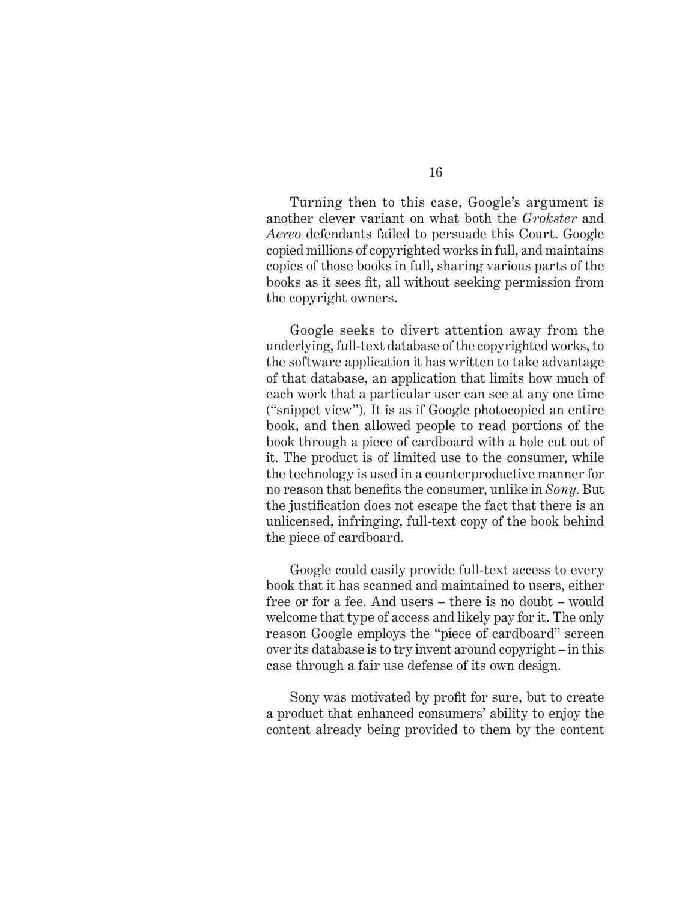Turning then to this case, Google's argument is another clever variant on what both the *Grokster* and *Aereo* defendants failed to persuade this Court. Google copied millions of copyrighted works in full, and maintains copies of those books in full, sharing various parts of the books as it sees fit, all without seeking permission from the copyright owners.

Google seeks to divert attention away from the underlying, full-text database of the copyrighted works, to the software application it has written to take advantage of that database, an application that limits how much of each work that a particular user can see at any one time ("snippet view"). It is as if Google photocopied an entire book, and then allowed people to read portions of the book through a piece of cardboard with a hole cut out of it. The product is of limited use to the consumer, while the technology is used in a counterproductive manner for no reason that benefits the consumer, unlike in *Sony*. But the justification does not escape the fact that there is an unlicensed, infringing, full-text copy of the book behind the piece of cardboard.

Google could easily provide full-text access to every book that it has scanned and maintained to users, either free or for a fee. And users – there is no doubt – would welcome that type of access and likely pay for it. The only reason Google employs the "piece of cardboard" screen over its database is to try invent around copyright – in this case through a fair use defense of its own design.

Sony was motivated by profit for sure, but to create a product that enhanced consumers' ability to enjoy the content already being provided to them by the content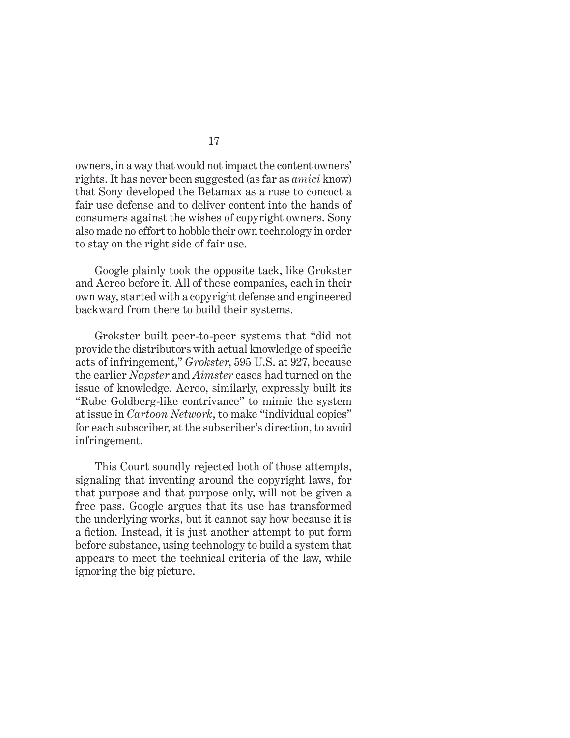owners, in a way that would not impact the content owners' rights. It has never been suggested (as far as *amici* know) that Sony developed the Betamax as a ruse to concoct a fair use defense and to deliver content into the hands of consumers against the wishes of copyright owners. Sony also made no effort to hobble their own technology in order to stay on the right side of fair use.

Google plainly took the opposite tack, like Grokster and Aereo before it. All of these companies, each in their own way, started with a copyright defense and engineered backward from there to build their systems.

Grokster built peer-to-peer systems that "did not provide the distributors with actual knowledge of specific acts of infringement," *Grokster*, 595 U.S. at 927, because the earlier *Napster* and *Aimster* cases had turned on the issue of knowledge. Aereo, similarly, expressly built its "Rube Goldberg-like contrivance" to mimic the system at issue in *Cartoon Network*, to make "individual copies" for each subscriber, at the subscriber's direction, to avoid infringement.

This Court soundly rejected both of those attempts, signaling that inventing around the copyright laws, for that purpose and that purpose only, will not be given a free pass. Google argues that its use has transformed the underlying works, but it cannot say how because it is a fiction. Instead, it is just another attempt to put form before substance, using technology to build a system that appears to meet the technical criteria of the law, while ignoring the big picture.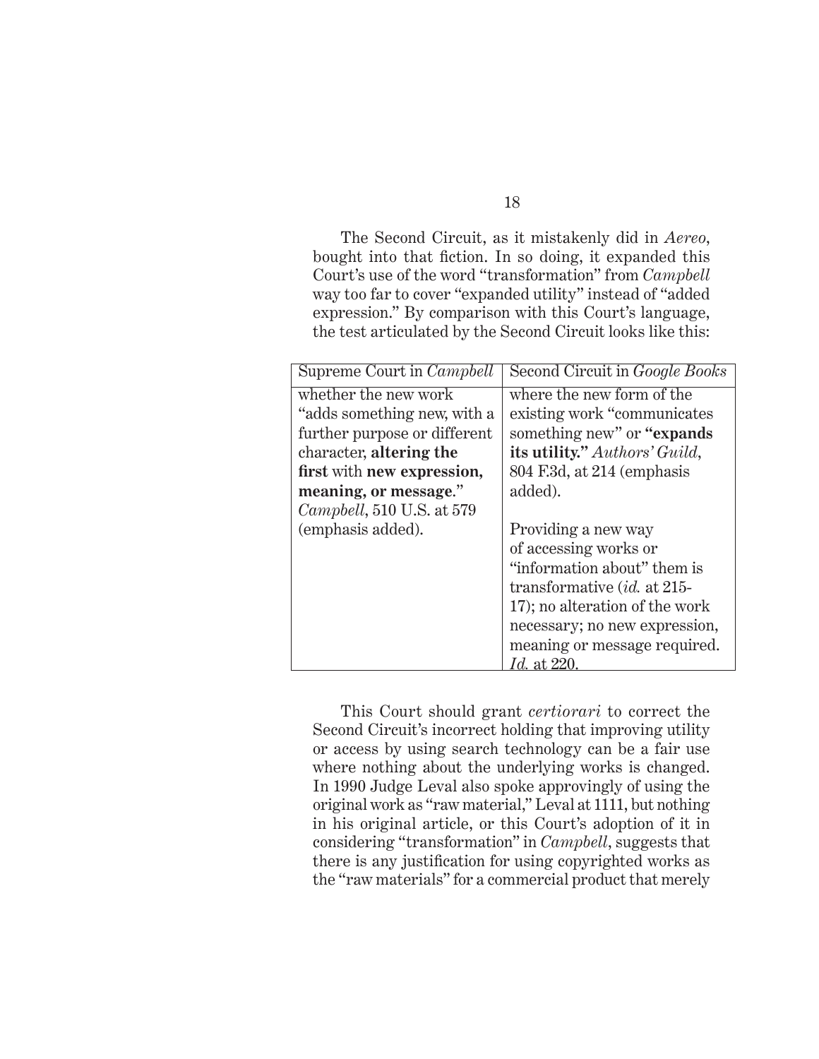The Second Circuit, as it mistakenly did in *Aereo*, bought into that fiction. In so doing, it expanded this Court's use of the word "transformation" from *Campbell* way too far to cover "expanded utility" instead of "added expression." By comparison with this Court's language, the test articulated by the Second Circuit looks like this:

| Supreme Court in *Campbell* | Second Circuit in *Google Books* |
|---|---|
| whether the new work "adds something new, with a further purpose or different character, **altering the first** with **new expression, meaning, or message**." *Campbell*, 510 U.S. at 579 (emphasis added). | where the new form of the existing work "communicates something new" or **"expands its utility."** *Authors' Guild*, 804 F.3d, at 214 (emphasis added).<br><br>Providing a new way of accessing works or "information about" them is transformative (*id.* at 215-17); no alteration of the work necessary; no new expression, meaning or message required. *Id.* at 220. |

This Court should grant *certiorari* to correct the Second Circuit's incorrect holding that improving utility or access by using search technology can be a fair use where nothing about the underlying works is changed. In 1990 Judge Leval also spoke approvingly of using the original work as "raw material," Leval at 1111, but nothing in his original article, or this Court's adoption of it in considering "transformation" in *Campbell*, suggests that there is any justification for using copyrighted works as the "raw materials" for a commercial product that merely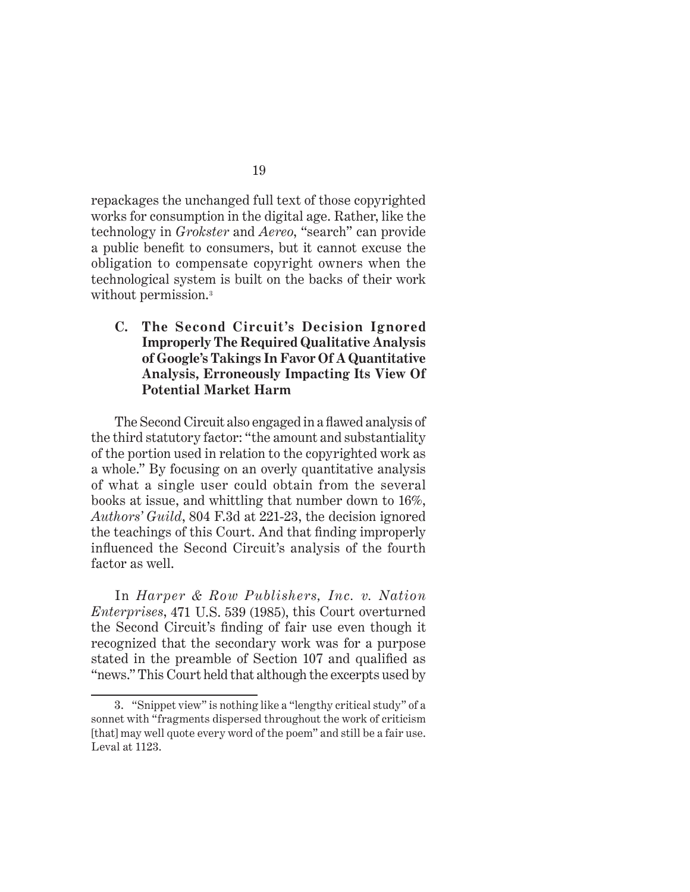repackages the unchanged full text of those copyrighted works for consumption in the digital age. Rather, like the technology in *Grokster* and *Aereo*, "search" can provide a public benefit to consumers, but it cannot excuse the obligation to compensate copyright owners when the technological system is built on the backs of their work without permission.[3]

### C. The Second Circuit's Decision Ignored Improperly The Required Qualitative Analysis of Google's Takings In Favor Of A Quantitative Analysis, Erroneously Impacting Its View Of Potential Market Harm

The Second Circuit also engaged in a flawed analysis of the third statutory factor: "the amount and substantiality of the portion used in relation to the copyrighted work as a whole." By focusing on an overly quantitative analysis of what a single user could obtain from the several books at issue, and whittling that number down to 16%, *Authors' Guild*, 804 F.3d at 221-23, the decision ignored the teachings of this Court. And that finding improperly influenced the Second Circuit's analysis of the fourth factor as well.

In *Harper & Row Publishers, Inc. v. Nation Enterprises*, 471 U.S. 539 (1985), this Court overturned the Second Circuit's finding of fair use even though it recognized that the secondary work was for a purpose stated in the preamble of Section 107 and qualified as "news." This Court held that although the excerpts used by

---

3. "Snippet view" is nothing like a "lengthy critical study" of a sonnet with "fragments dispersed throughout the work of criticism [that] may well quote every word of the poem" and still be a fair use. Leval at 1123.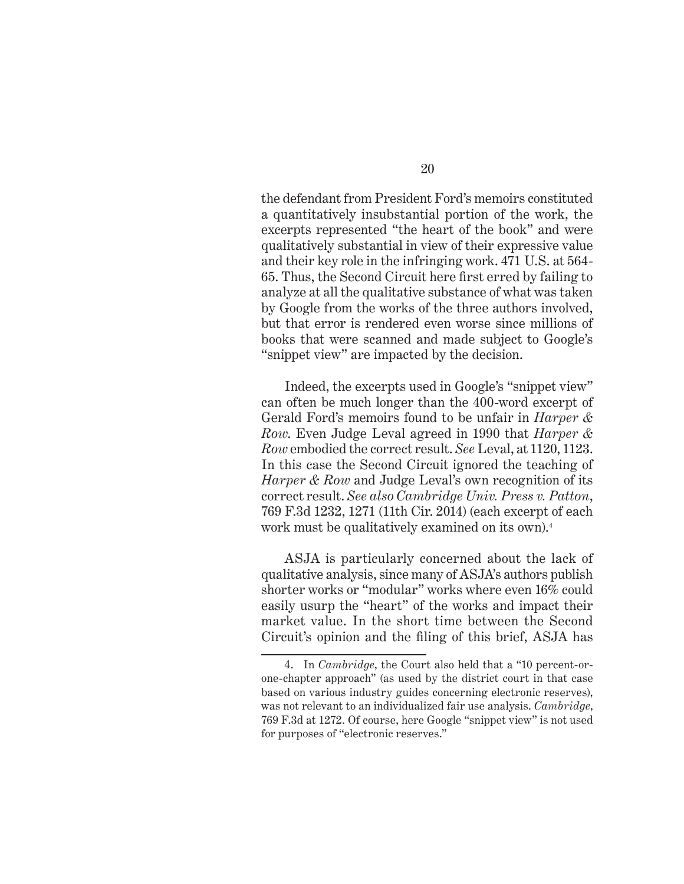the defendant from President Ford's memoirs constituted a quantitatively insubstantial portion of the work, the excerpts represented "the heart of the book" and were qualitatively substantial in view of their expressive value and their key role in the infringing work. 471 U.S. at 564-65. Thus, the Second Circuit here first erred by failing to analyze at all the qualitative substance of what was taken by Google from the works of the three authors involved, but that error is rendered even worse since millions of books that were scanned and made subject to Google's "snippet view" are impacted by the decision.

Indeed, the excerpts used in Google's "snippet view" can often be much longer than the 400-word excerpt of Gerald Ford's memoirs found to be unfair in *Harper & Row*. Even Judge Leval agreed in 1990 that *Harper & Row* embodied the correct result. *See* Leval, at 1120, 1123. In this case the Second Circuit ignored the teaching of *Harper & Row* and Judge Leval's own recognition of its correct result. *See also Cambridge Univ. Press v. Patton*, 769 F.3d 1232, 1271 (11th Cir. 2014) (each excerpt of each work must be qualitatively examined on its own).[4]

ASJA is particularly concerned about the lack of qualitative analysis, since many of ASJA's authors publish shorter works or "modular" works where even 16% could easily usurp the "heart" of the works and impact their market value. In the short time between the Second Circuit's opinion and the filing of this brief, ASJA has

---

4. In *Cambridge*, the Court also held that a "10 percent-or-one-chapter approach" (as used by the district court in that case based on various industry guides concerning electronic reserves), was not relevant to an individualized fair use analysis. *Cambridge*, 769 F.3d at 1272. Of course, here Google "snippet view" is not used for purposes of "electronic reserves."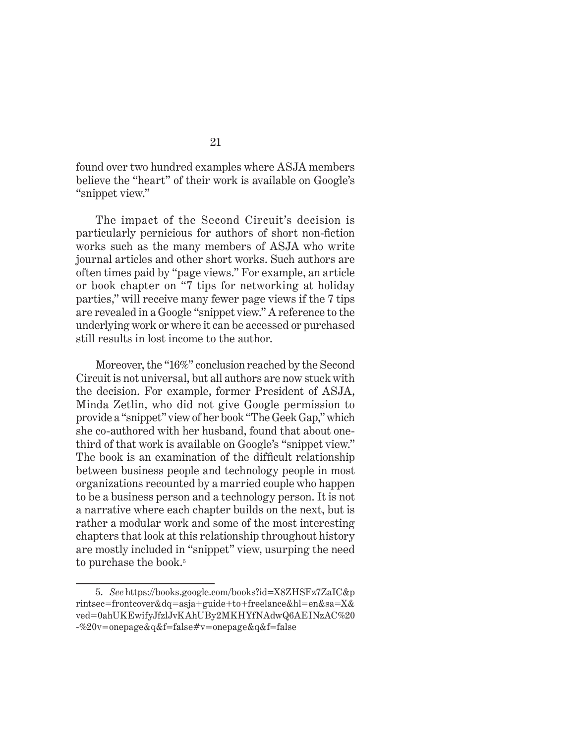found over two hundred examples where ASJA members believe the "heart" of their work is available on Google's "snippet view."

The impact of the Second Circuit's decision is particularly pernicious for authors of short non-fiction works such as the many members of ASJA who write journal articles and other short works. Such authors are often times paid by "page views." For example, an article or book chapter on "7 tips for networking at holiday parties," will receive many fewer page views if the 7 tips are revealed in a Google "snippet view." A reference to the underlying work or where it can be accessed or purchased still results in lost income to the author.

Moreover, the "16%" conclusion reached by the Second Circuit is not universal, but all authors are now stuck with the decision. For example, former President of ASJA, Minda Zetlin, who did not give Google permission to provide a "snippet" view of her book "The Geek Gap," which she co-authored with her husband, found that about one-third of that work is available on Google's "snippet view." The book is an examination of the difficult relationship between business people and technology people in most organizations recounted by a married couple who happen to be a business person and a technology person. It is not a narrative where each chapter builds on the next, but is rather a modular work and some of the most interesting chapters that look at this relationship throughout history are mostly included in "snippet" view, usurping the need to purchase the book.[5]

---

5. *See* https://books.google.com/books?id=X8ZHSFz7ZaIC&printsec=frontcover&dq=asja+guide+to+freelance&hl=en&sa=X&ved=0ahUKEwifyJfzlJvKAhUBy2MKHYfNAdwQ6AEINzAC%20-%20v=onepage&q&f=false#v=onepage&q&f=false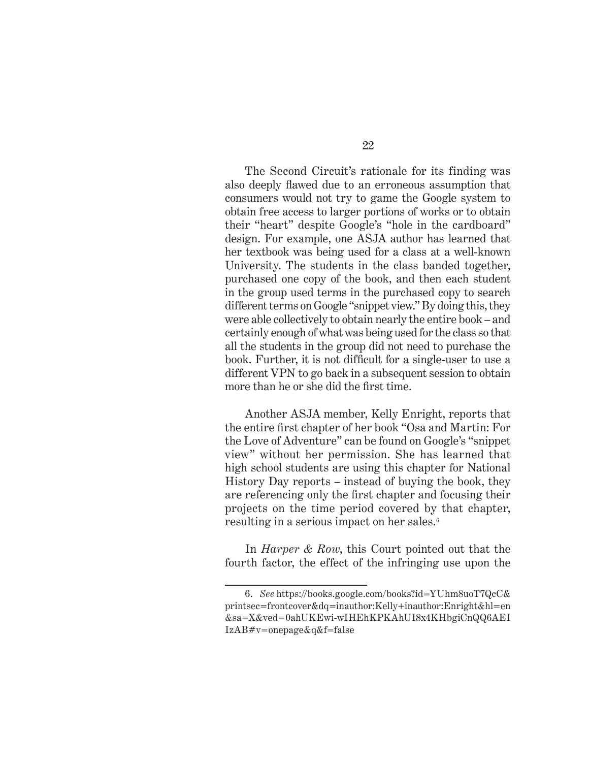The Second Circuit's rationale for its finding was also deeply flawed due to an erroneous assumption that consumers would not try to game the Google system to obtain free access to larger portions of works or to obtain their "heart" despite Google's "hole in the cardboard" design. For example, one ASJA author has learned that her textbook was being used for a class at a well-known University. The students in the class banded together, purchased one copy of the book, and then each student in the group used terms in the purchased copy to search different terms on Google "snippet view." By doing this, they were able collectively to obtain nearly the entire book – and certainly enough of what was being used for the class so that all the students in the group did not need to purchase the book. Further, it is not difficult for a single-user to use a different VPN to go back in a subsequent session to obtain more than he or she did the first time.

Another ASJA member, Kelly Enright, reports that the entire first chapter of her book "Osa and Martin: For the Love of Adventure" can be found on Google's "snippet view" without her permission. She has learned that high school students are using this chapter for National History Day reports – instead of buying the book, they are referencing only the first chapter and focusing their projects on the time period covered by that chapter, resulting in a serious impact on her sales.[6]

In *Harper & Row*, this Court pointed out that the fourth factor, the effect of the infringing use upon the

---

6. *See* https://books.google.com/books?id=YUhm8uoT7QcC&printsec=frontcover&dq=inauthor:Kelly+inauthor:Enright&hl=en&sa=X&ved=0ahUKEwi-wIHEhKPKAhUI8x4KHbgiCnQQ6AEIIzAB#v=onepage&q&f=false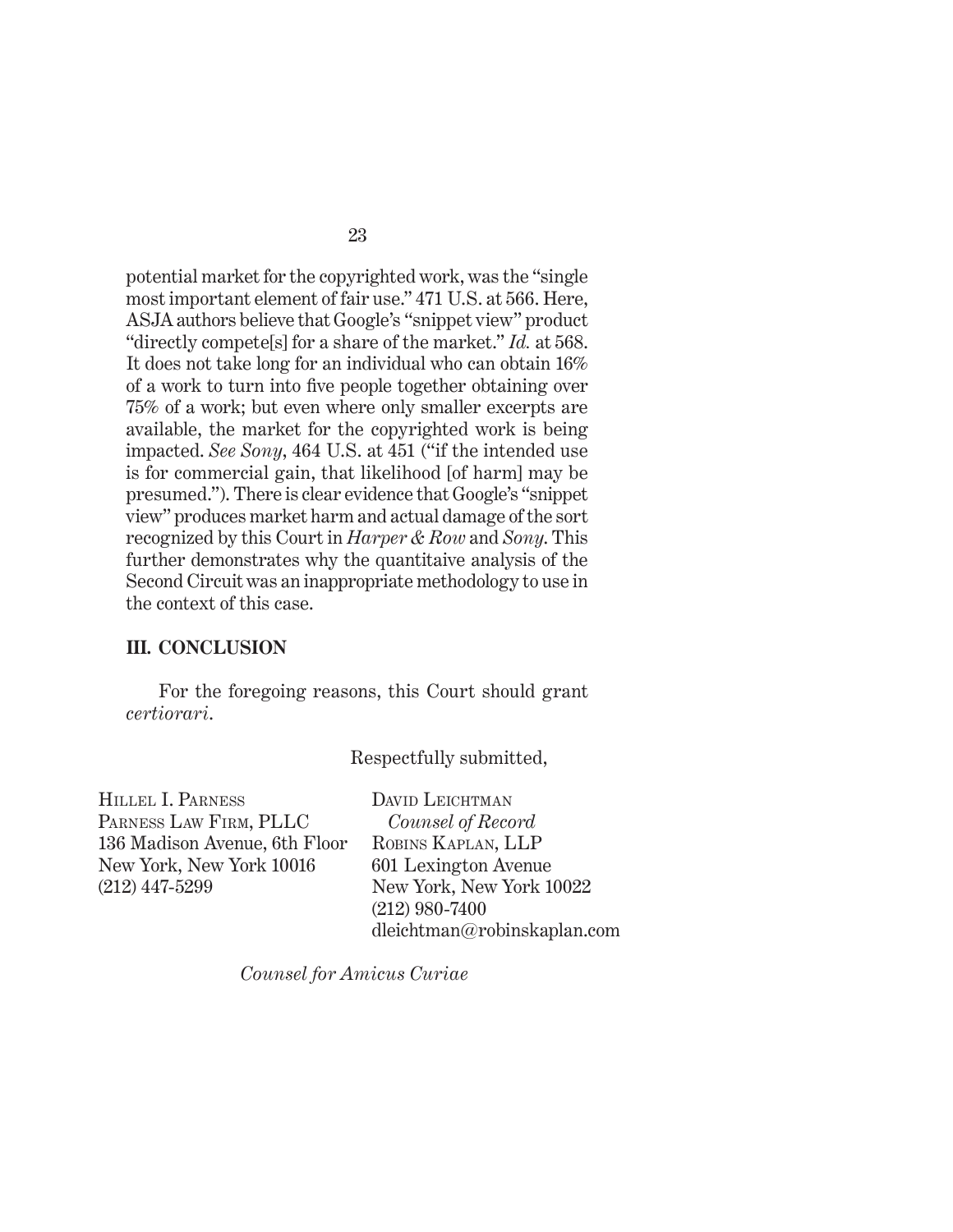potential market for the copyrighted work, was the "single most important element of fair use." 471 U.S. at 566. Here, ASJA authors believe that Google's "snippet view" product "directly compete[s] for a share of the market." *Id.* at 568. It does not take long for an individual who can obtain 16% of a work to turn into five people together obtaining over 75% of a work; but even where only smaller excerpts are available, the market for the copyrighted work is being impacted. *See Sony*, 464 U.S. at 451 ("if the intended use is for commercial gain, that likelihood [of harm] may be presumed."). There is clear evidence that Google's "snippet view" produces market harm and actual damage of the sort recognized by this Court in *Harper & Row* and *Sony*. This further demonstrates why the quantitaive analysis of the Second Circuit was an inappropriate methodology to use in the context of this case.

## III. CONCLUSION

For the foregoing reasons, this Court should grant *certiorari*.

Respectfully submitted,

HILLEL I. PARNESS
PARNESS LAW FIRM, PLLC
136 Madison Avenue, 6th Floor
New York, New York 10016
(212) 447-5299

DAVID LEICHTMAN
*Counsel of Record*
ROBINS KAPLAN, LLP
601 Lexington Avenue
New York, New York 10022
(212) 980-7400
dleichtman@robinskaplan.com

*Counsel for Amicus Curiae*